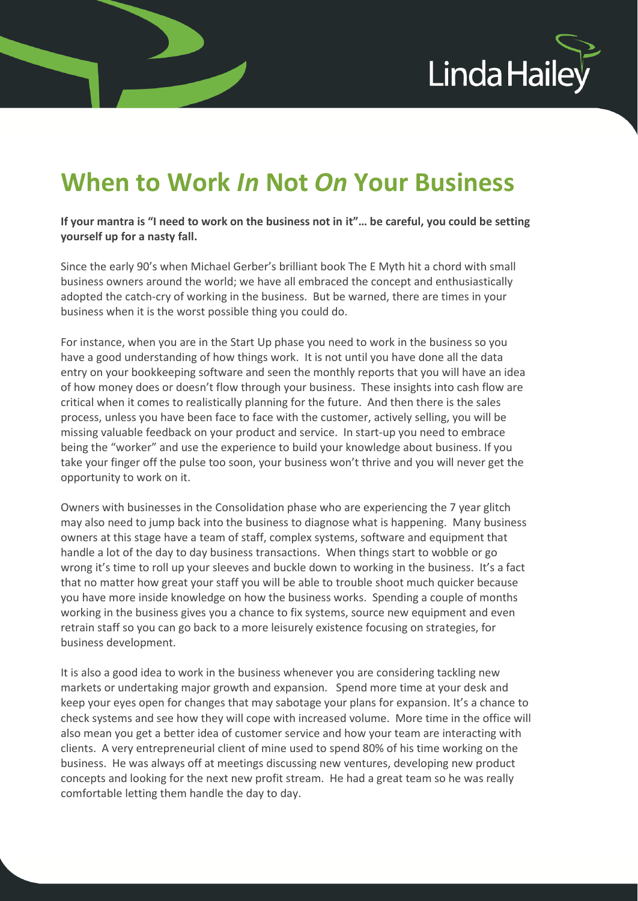# When to Work *In* Not *On* Your Business

**If your mantra is "I need to work on the business not in it"… be careful, you could be setting yourself up for a nasty fall.**

Since the early 90's when Michael Gerber's brilliant book The E Myth hit a chord with small business owners around the world; we have all embraced the concept and enthusiastically adopted the catch-cry of working in the business. But be warned, there are times in your business when it is the worst possible thing you could do.

For instance, when you are in the Start Up phase you need to work in the business so you have a good understanding of how things work. It is not until you have done all the data entry on your bookkeeping software and seen the monthly reports that you will have an idea of how money does or doesn't flow through your business. These insights into cash flow are critical when it comes to realistically planning for the future. And then there is the sales process, unless you have been face to face with the customer, actively selling, you will be missing valuable feedback on your product and service. In start-up you need to embrace being the "worker" and use the experience to build your knowledge about business. If you take your finger off the pulse too soon, your business won't thrive and you will never get the opportunity to work on it.

Owners with businesses in the Consolidation phase who are experiencing the 7 year glitch may also need to jump back into the business to diagnose what is happening. Many business owners at this stage have a team of staff, complex systems, software and equipment that handle a lot of the day to day business transactions. When things start to wobble or go wrong it's time to roll up your sleeves and buckle down to working in the business. It's a fact that no matter how great your staff you will be able to trouble shoot much quicker because you have more inside knowledge on how the business works. Spending a couple of months working in the business gives you a chance to fix systems, source new equipment and even retrain staff so you can go back to a more leisurely existence focusing on strategies, for business development.

It is also a good idea to work in the business whenever you are considering tackling new markets or undertaking major growth and expansion. Spend more time at your desk and keep your eyes open for changes that may sabotage your plans for expansion. It's a chance to check systems and see how they will cope with increased volume. More time in the office will also mean you get a better idea of customer service and how your team are interacting with clients. A very entrepreneurial client of mine used to spend 80% of his time working on the business. He was always off at meetings discussing new ventures, developing new product concepts and looking for the next new profit stream. He had a great team so he was really comfortable letting them handle the day to day.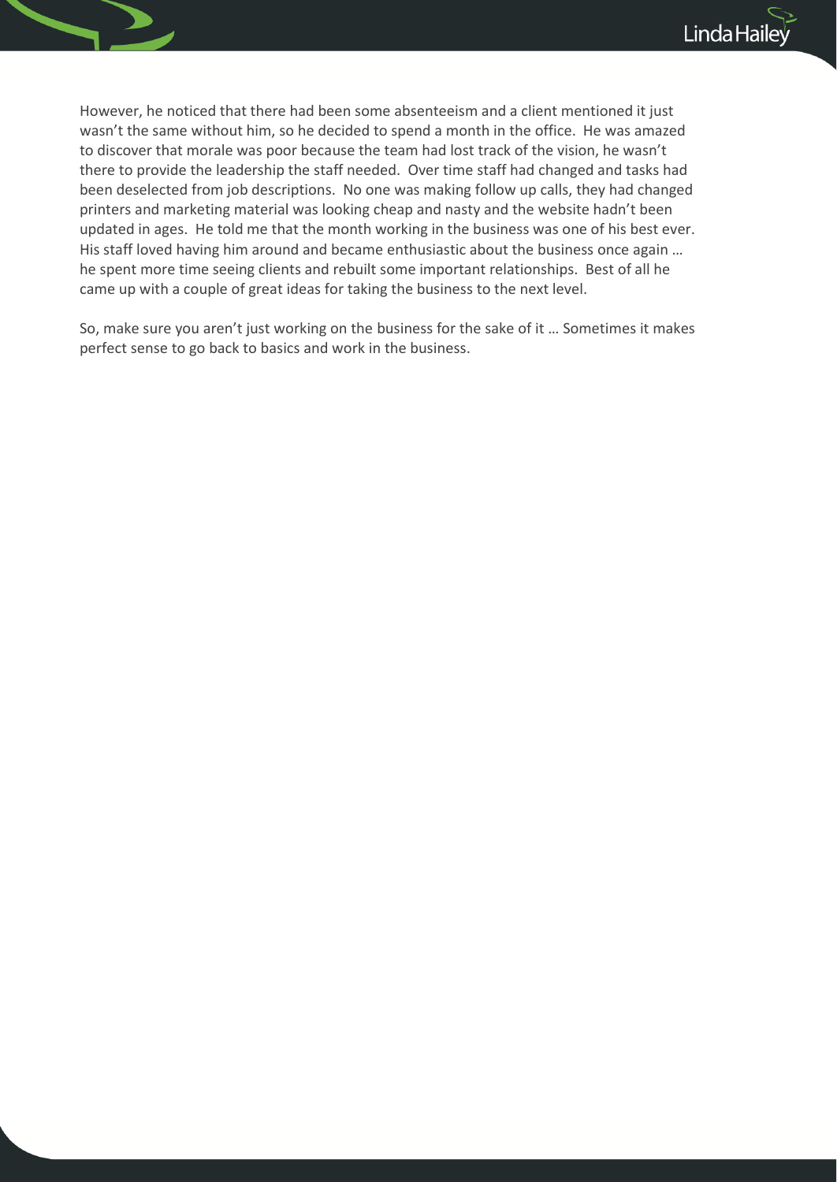However, he noticed that there had been some absenteeism and a client mentioned it just wasn't the same without him, so he decided to spend a month in the office. He was amazed to discover that morale was poor because the team had lost track of the vision, he wasn't there to provide the leadership the staff needed. Over time staff had changed and tasks had been deselected from job descriptions. No one was making follow up calls, they had changed printers and marketing material was looking cheap and nasty and the website hadn't been updated in ages. He told me that the month working in the business was one of his best ever. His staff loved having him around and became enthusiastic about the business once again … he spent more time seeing clients and rebuilt some important relationships. Best of all he came up with a couple of great ideas for taking the business to the next level.

So, make sure you aren't just working on the business for the sake of it … Sometimes it makes perfect sense to go back to basics and work in the business.